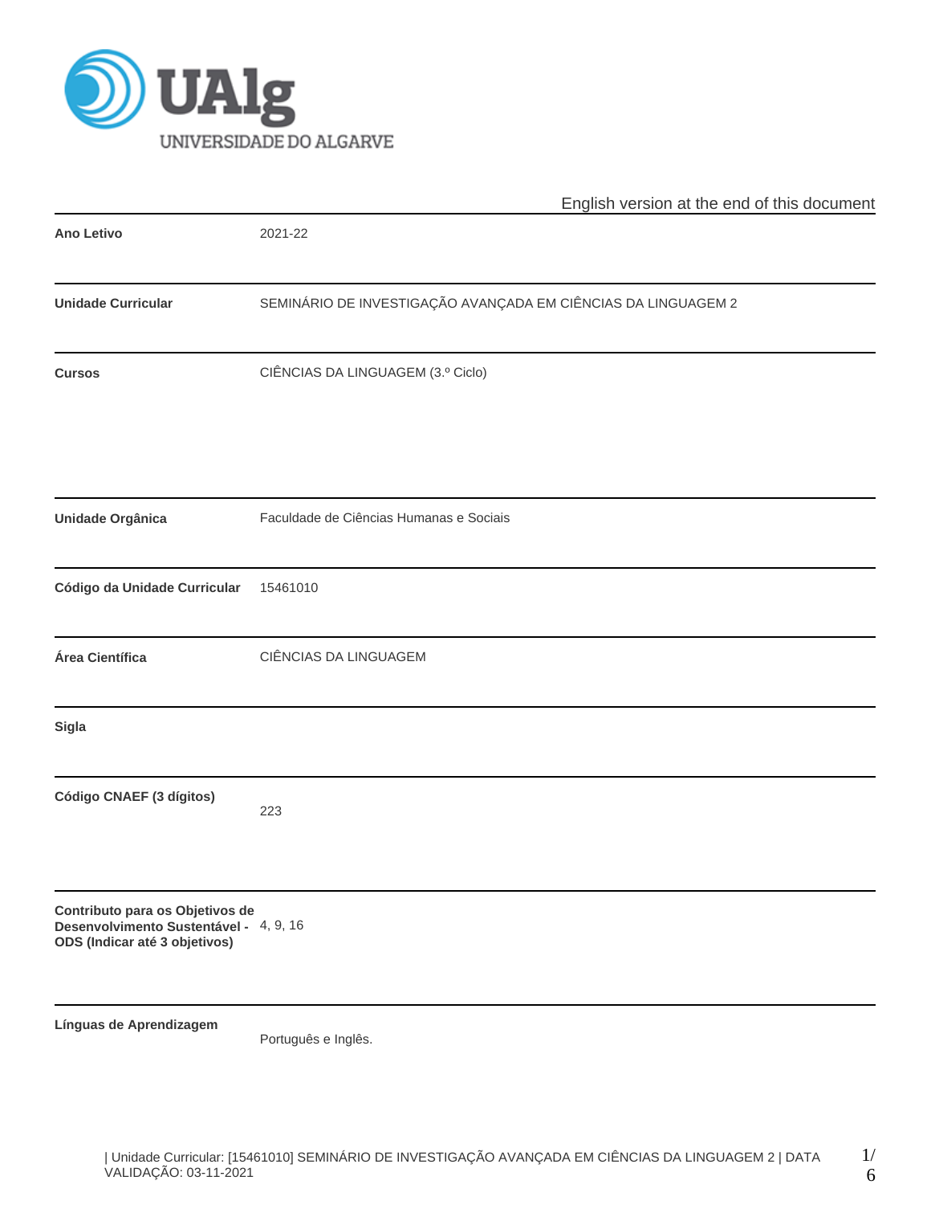UAlg
UNIVERSIDADE DO ALGARVE

English version at the end of this document

| | |
|---|---|
| **Ano Letivo** | 2021-22 |
| **Unidade Curricular** | SEMINÁRIO DE INVESTIGAÇÃO AVANÇADA EM CIÊNCIAS DA LINGUAGEM 2 |
| **Cursos** | CIÊNCIAS DA LINGUAGEM (3.º Ciclo) |
| **Unidade Orgânica** | Faculdade de Ciências Humanas e Sociais |
| **Código da Unidade Curricular** | 15461010 |
| **Área Científica** | CIÊNCIAS DA LINGUAGEM |
| **Sigla** | |
| **Código CNAEF (3 dígitos)** | 223 |
| **Contributo para os Objetivos de Desenvolvimento Sustentável - ODS (Indicar até 3 objetivos)** | 4, 9, 16 |
| **Línguas de Aprendizagem** | Português e Inglês. |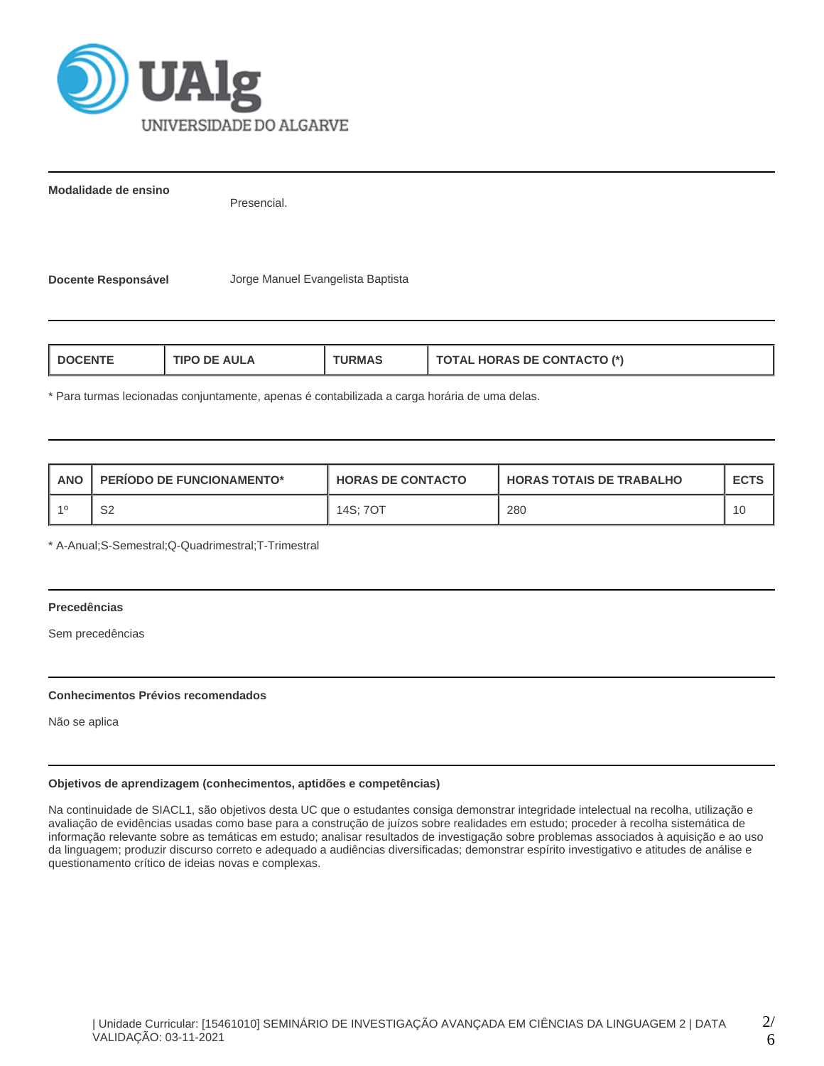**Modalidade de ensino**

Presencial.

**Docente Responsável** Jorge Manuel Evangelista Baptista

| DOCENTE | TIPO DE AULA | TURMAS | TOTAL HORAS DE CONTACTO (*) |
|---|---|---|---|

* Para turmas lecionadas conjuntamente, apenas é contabilizada a carga horária de uma delas.

| ANO | PERÍODO DE FUNCIONAMENTO* | HORAS DE CONTACTO | HORAS TOTAIS DE TRABALHO | ECTS |
|---|---|---|---|---|
| 1º | S2 | 14S; 7OT | 280 | 10 |

* A-Anual;S-Semestral;Q-Quadrimestral;T-Trimestral

**Precedências**

Sem precedências

**Conhecimentos Prévios recomendados**

Não se aplica

**Objetivos de aprendizagem (conhecimentos, aptidões e competências)**

Na continuidade de SIACL1, são objetivos desta UC que o estudantes consiga demonstrar integridade intelectual na recolha, utilização e avaliação de evidências usadas como base para a construção de juízos sobre realidades em estudo; proceder à recolha sistemática de informação relevante sobre as temáticas em estudo; analisar resultados de investigação sobre problemas associados à aquisição e ao uso da linguagem; produzir discurso correto e adequado a audiências diversificadas; demonstrar espírito investigativo e atitudes de análise e questionamento crítico de ideias novas e complexas.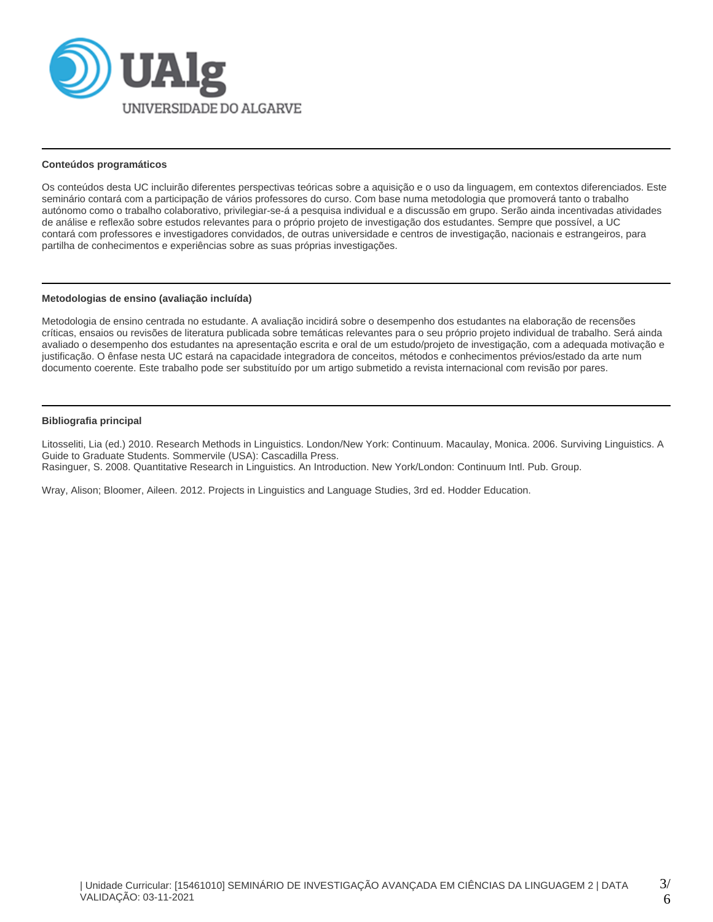### Conteúdos programáticos

Os conteúdos desta UC incluirão diferentes perspectivas teóricas sobre a aquisição e o uso da linguagem, em contextos diferenciados. Este seminário contará com a participação de vários professores do curso. Com base numa metodologia que promoverá tanto o trabalho autónomo como o trabalho colaborativo, privilegiar-se-á a pesquisa individual e a discussão em grupo. Serão ainda incentivadas atividades de análise e reflexão sobre estudos relevantes para o próprio projeto de investigação dos estudantes. Sempre que possível, a UC contará com professores e investigadores convidados, de outras universidade e centros de investigação, nacionais e estrangeiros, para partilha de conhecimentos e experiências sobre as suas próprias investigações.

### Metodologias de ensino (avaliação incluída)

Metodologia de ensino centrada no estudante. A avaliação incidirá sobre o desempenho dos estudantes na elaboração de recensões críticas, ensaios ou revisões de literatura publicada sobre temáticas relevantes para o seu próprio projeto individual de trabalho. Será ainda avaliado o desempenho dos estudantes na apresentação escrita e oral de um estudo/projeto de investigação, com a adequada motivação e justificação. O ênfase nesta UC estará na capacidade integradora de conceitos, métodos e conhecimentos prévios/estado da arte num documento coerente. Este trabalho pode ser substituído por um artigo submetido a revista internacional com revisão por pares.

### Bibliografia principal

Litosseliti, Lia (ed.) 2010. Research Methods in Linguistics. London/New York: Continuum. Macaulay, Monica. 2006. Surviving Linguistics. A Guide to Graduate Students. Sommervile (USA): Cascadilla Press.
Rasinguer, S. 2008. Quantitative Research in Linguistics. An Introduction. New York/London: Continuum Intl. Pub. Group.

Wray, Alison; Bloomer, Aileen. 2012. Projects in Linguistics and Language Studies, 3rd ed. Hodder Education.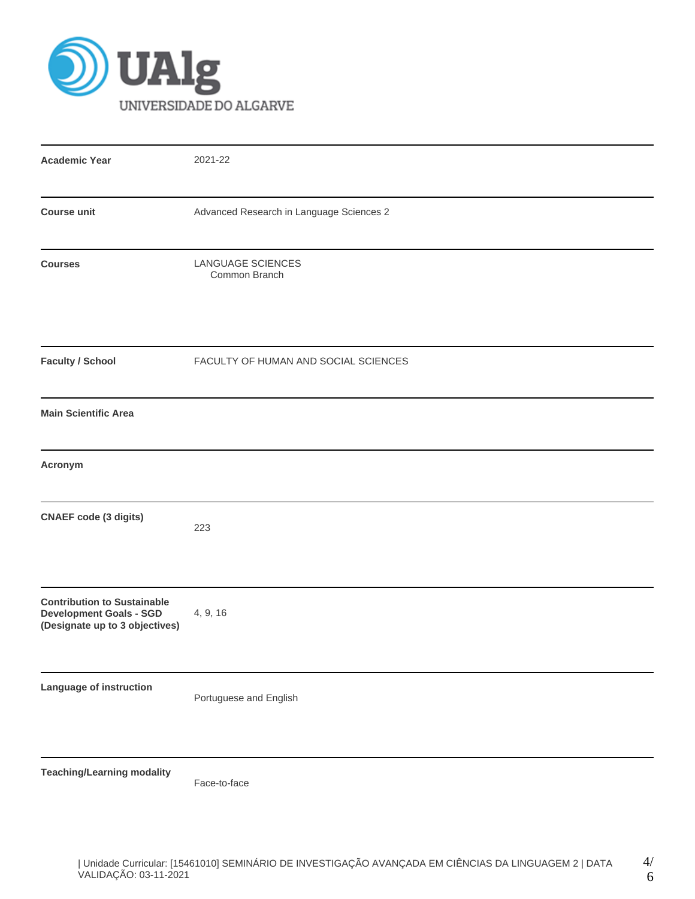UAlg UNIVERSIDADE DO ALGARVE

| | |
|---|---|
| **Academic Year** | 2021-22 |
| **Course unit** | Advanced Research in Language Sciences 2 |
| **Courses** | LANGUAGE SCIENCES<br>Common Branch |
| **Faculty / School** | FACULTY OF HUMAN AND SOCIAL SCIENCES |
| **Main Scientific Area** | |
| **Acronym** | |
| **CNAEF code (3 digits)** | 223 |
| **Contribution to Sustainable Development Goals - SGD (Designate up to 3 objectives)** | 4, 9, 16 |
| **Language of instruction** | Portuguese and English |
| **Teaching/Learning modality** | Face-to-face |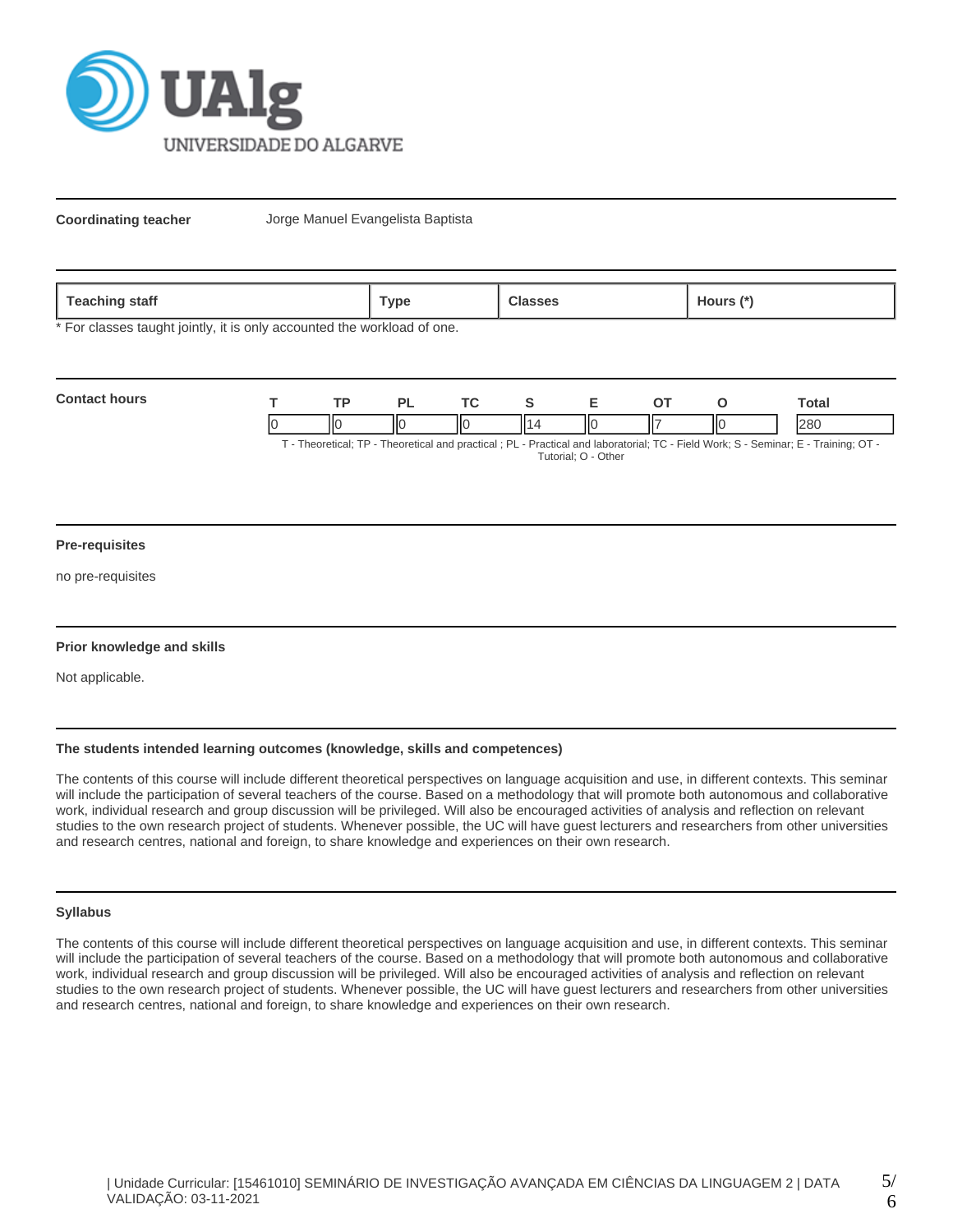**Coordinating teacher** Jorge Manuel Evangelista Baptista

| Teaching staff | Type | Classes | Hours (*) |
|---|---|---|---|

* For classes taught jointly, it is only accounted the workload of one.

**Contact hours**

| T | TP | PL | TC | S | E | OT | O | Total |
|---|---|---|---|---|---|---|---|---|
| 0 | 0 | 0 | 0 | 14 | 0 | 7 | 0 | 280 |

T - Theoretical; TP - Theoretical and practical ; PL - Practical and laboratorial; TC - Field Work; S - Seminar; E - Training; OT - Tutorial; O - Other

## Pre-requisites

no pre-requisites

## Prior knowledge and skills

Not applicable.

## The students intended learning outcomes (knowledge, skills and competences)

The contents of this course will include different theoretical perspectives on language acquisition and use, in different contexts. This seminar will include the participation of several teachers of the course. Based on a methodology that will promote both autonomous and collaborative work, individual research and group discussion will be privileged. Will also be encouraged activities of analysis and reflection on relevant studies to the own research project of students. Whenever possible, the UC will have guest lecturers and researchers from other universities and research centres, national and foreign, to share knowledge and experiences on their own research.

## Syllabus

The contents of this course will include different theoretical perspectives on language acquisition and use, in different contexts. This seminar will include the participation of several teachers of the course. Based on a methodology that will promote both autonomous and collaborative work, individual research and group discussion will be privileged. Will also be encouraged activities of analysis and reflection on relevant studies to the own research project of students. Whenever possible, the UC will have guest lecturers and researchers from other universities and research centres, national and foreign, to share knowledge and experiences on their own research.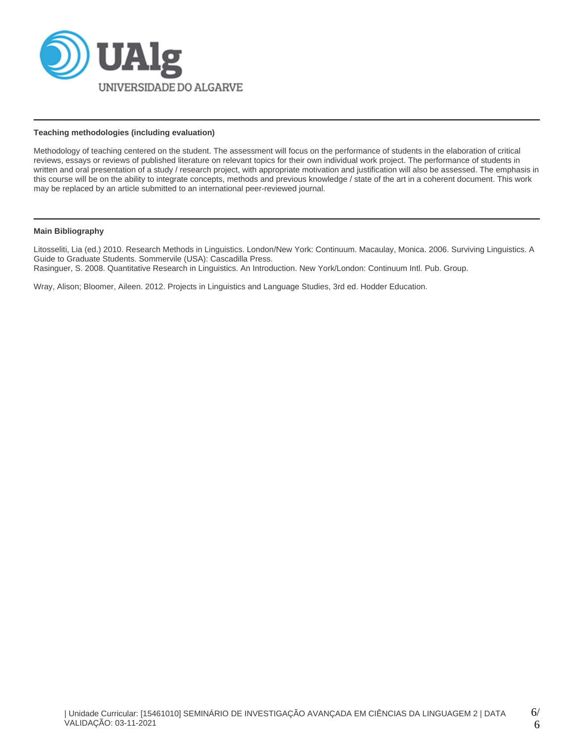### Teaching methodologies (including evaluation)

Methodology of teaching centered on the student. The assessment will focus on the performance of students in the elaboration of critical reviews, essays or reviews of published literature on relevant topics for their own individual work project. The performance of students in written and oral presentation of a study / research project, with appropriate motivation and justification will also be assessed. The emphasis in this course will be on the ability to integrate concepts, methods and previous knowledge / state of the art in a coherent document. This work may be replaced by an article submitted to an international peer-reviewed journal.

### Main Bibliography

Litosseliti, Lia (ed.) 2010. Research Methods in Linguistics. London/New York: Continuum. Macaulay, Monica. 2006. Surviving Linguistics. A Guide to Graduate Students. Sommervile (USA): Cascadilla Press.
Rasinguer, S. 2008. Quantitative Research in Linguistics. An Introduction. New York/London: Continuum Intl. Pub. Group.

Wray, Alison; Bloomer, Aileen. 2012. Projects in Linguistics and Language Studies, 3rd ed. Hodder Education.